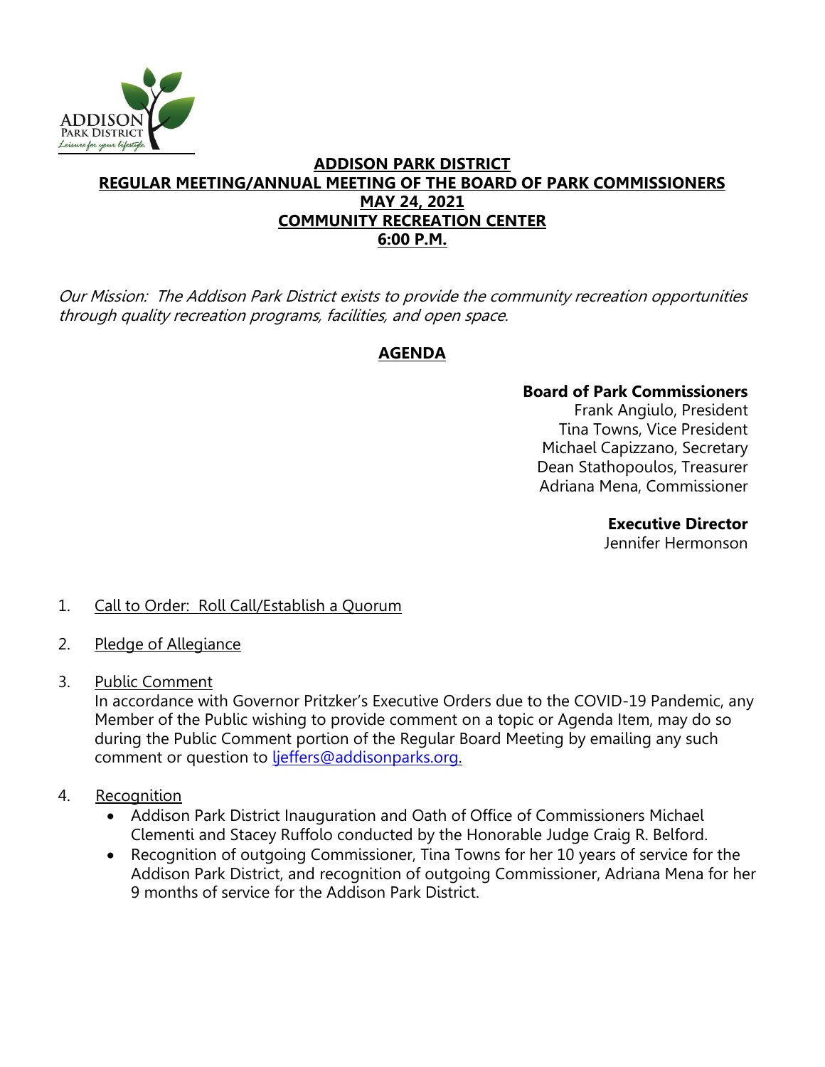**ADDISON PARK DISTRICT**
**REGULAR MEETING/ANNUAL MEETING OF THE BOARD OF PARK COMMISSIONERS**
**MAY 24, 2021**
**COMMUNITY RECREATION CENTER**
**6:00 P.M.**

*Our Mission: The Addison Park District exists to provide the community recreation opportunities through quality recreation programs, facilities, and open space.*

## AGENDA

**Board of Park Commissioners**
Frank Angiulo, President
Tina Towns, Vice President
Michael Capizzano, Secretary
Dean Stathopoulos, Treasurer
Adriana Mena, Commissioner

**Executive Director**
Jennifer Hermonson

1. Call to Order: Roll Call/Establish a Quorum

2. Pledge of Allegiance

3. Public Comment
   In accordance with Governor Pritzker's Executive Orders due to the COVID-19 Pandemic, any Member of the Public wishing to provide comment on a topic or Agenda Item, may do so during the Public Comment portion of the Regular Board Meeting by emailing any such comment or question to ljeffers@addisonparks.org.

4. Recognition
   - Addison Park District Inauguration and Oath of Office of Commissioners Michael Clementi and Stacey Ruffolo conducted by the Honorable Judge Craig R. Belford.
   - Recognition of outgoing Commissioner, Tina Towns for her 10 years of service for the Addison Park District, and recognition of outgoing Commissioner, Adriana Mena for her 9 months of service for the Addison Park District.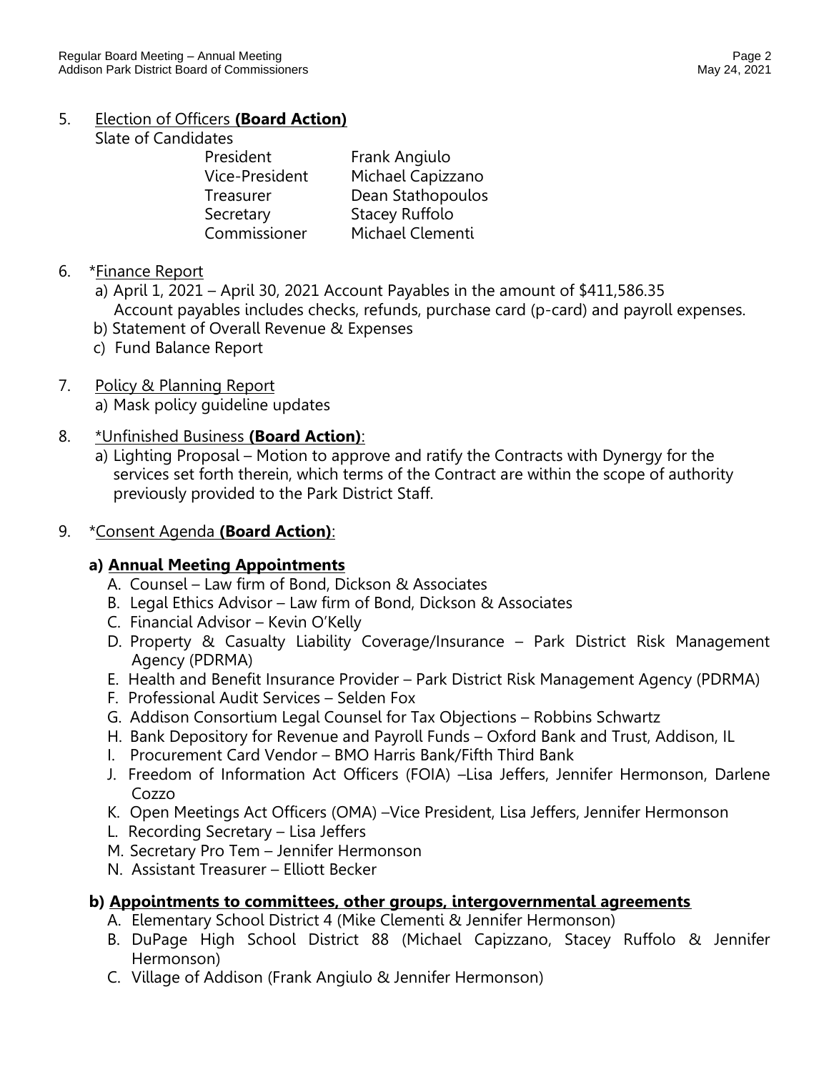5. Election of Officers **(Board Action)**

   Slate of Candidates

   | | |
   |---|---|
   | President | Frank Angiulo |
   | Vice-President | Michael Capizzano |
   | Treasurer | Dean Stathopoulos |
   | Secretary | Stacey Ruffolo |
   | Commissioner | Michael Clementi |

6. *Finance Report
   a) April 1, 2021 – April 30, 2021 Account Payables in the amount of $411,586.35
   Account payables includes checks, refunds, purchase card (p-card) and payroll expenses.
   b) Statement of Overall Revenue & Expenses
   c) Fund Balance Report

7. Policy & Planning Report
   a) Mask policy guideline updates

8. *Unfinished Business **(Board Action)**:
   a) Lighting Proposal – Motion to approve and ratify the Contracts with Dynergy for the services set forth therein, which terms of the Contract are within the scope of authority previously provided to the Park District Staff.

9. *Consent Agenda **(Board Action)**:

   **a) Annual Meeting Appointments**
   A. Counsel – Law firm of Bond, Dickson & Associates
   B. Legal Ethics Advisor – Law firm of Bond, Dickson & Associates
   C. Financial Advisor – Kevin O'Kelly
   D. Property & Casualty Liability Coverage/Insurance – Park District Risk Management Agency (PDRMA)
   E. Health and Benefit Insurance Provider – Park District Risk Management Agency (PDRMA)
   F. Professional Audit Services – Selden Fox
   G. Addison Consortium Legal Counsel for Tax Objections – Robbins Schwartz
   H. Bank Depository for Revenue and Payroll Funds – Oxford Bank and Trust, Addison, IL
   I. Procurement Card Vendor – BMO Harris Bank/Fifth Third Bank
   J. Freedom of Information Act Officers (FOIA) –Lisa Jeffers, Jennifer Hermonson, Darlene Cozzo
   K. Open Meetings Act Officers (OMA) –Vice President, Lisa Jeffers, Jennifer Hermonson
   L. Recording Secretary – Lisa Jeffers
   M. Secretary Pro Tem – Jennifer Hermonson
   N. Assistant Treasurer – Elliott Becker

   **b) Appointments to committees, other groups, intergovernmental agreements**
   A. Elementary School District 4 (Mike Clementi & Jennifer Hermonson)
   B. DuPage High School District 88 (Michael Capizzano, Stacey Ruffolo & Jennifer Hermonson)
   C. Village of Addison (Frank Angiulo & Jennifer Hermonson)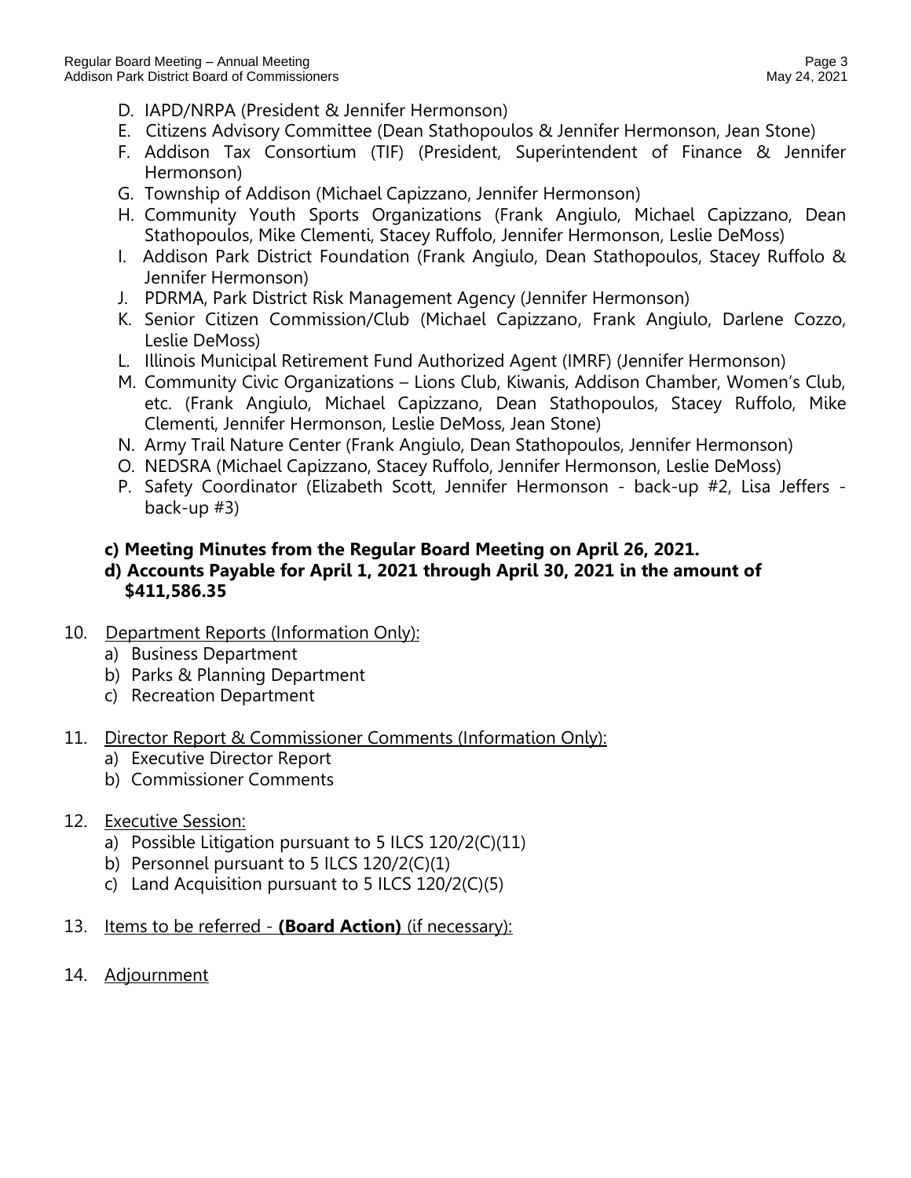D. IAPD/NRPA (President & Jennifer Hermonson)
E. Citizens Advisory Committee (Dean Stathopoulos & Jennifer Hermonson, Jean Stone)
F. Addison Tax Consortium (TIF) (President, Superintendent of Finance & Jennifer Hermonson)
G. Township of Addison (Michael Capizzano, Jennifer Hermonson)
H. Community Youth Sports Organizations (Frank Angiulo, Michael Capizzano, Dean Stathopoulos, Mike Clementi, Stacey Ruffolo, Jennifer Hermonson, Leslie DeMoss)
I. Addison Park District Foundation (Frank Angiulo, Dean Stathopoulos, Stacey Ruffolo & Jennifer Hermonson)
J. PDRMA, Park District Risk Management Agency (Jennifer Hermonson)
K. Senior Citizen Commission/Club (Michael Capizzano, Frank Angiulo, Darlene Cozzo, Leslie DeMoss)
L. Illinois Municipal Retirement Fund Authorized Agent (IMRF) (Jennifer Hermonson)
M. Community Civic Organizations – Lions Club, Kiwanis, Addison Chamber, Women's Club, etc. (Frank Angiulo, Michael Capizzano, Dean Stathopoulos, Stacey Ruffolo, Mike Clementi, Jennifer Hermonson, Leslie DeMoss, Jean Stone)
N. Army Trail Nature Center (Frank Angiulo, Dean Stathopoulos, Jennifer Hermonson)
O. NEDSRA (Michael Capizzano, Stacey Ruffolo, Jennifer Hermonson, Leslie DeMoss)
P. Safety Coordinator (Elizabeth Scott, Jennifer Hermonson - back-up #2, Lisa Jeffers - back-up #3)

**c) Meeting Minutes from the Regular Board Meeting on April 26, 2021.**
**d) Accounts Payable for April 1, 2021 through April 30, 2021 in the amount of $411,586.35**

10. Department Reports (Information Only):
    a) Business Department
    b) Parks & Planning Department
    c) Recreation Department

11. Director Report & Commissioner Comments (Information Only):
    a) Executive Director Report
    b) Commissioner Comments

12. Executive Session:
    a) Possible Litigation pursuant to 5 ILCS 120/2(C)(11)
    b) Personnel pursuant to 5 ILCS 120/2(C)(1)
    c) Land Acquisition pursuant to 5 ILCS 120/2(C)(5)

13. Items to be referred - **(Board Action)** (if necessary):

14. Adjournment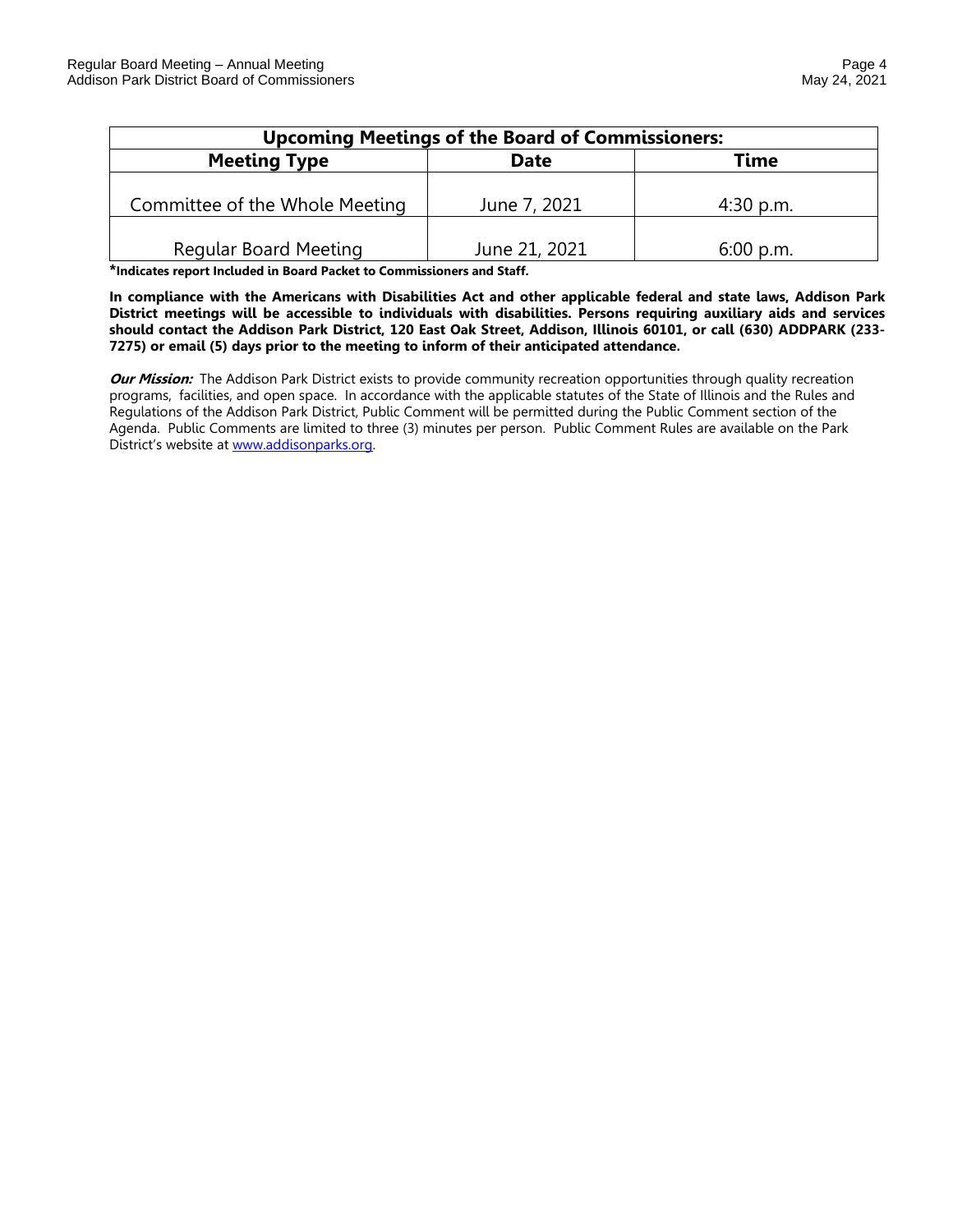| **Upcoming Meetings of the Board of Commissioners:** | | |
| --- | --- | --- |
| **Meeting Type** | **Date** | **Time** |
| Committee of the Whole Meeting | June 7, 2021 | 4:30 p.m. |
| Regular Board Meeting | June 21, 2021 | 6:00 p.m. |

**\*Indicates report Included in Board Packet to Commissioners and Staff.**

**In compliance with the Americans with Disabilities Act and other applicable federal and state laws, Addison Park District meetings will be accessible to individuals with disabilities. Persons requiring auxiliary aids and services should contact the Addison Park District, 120 East Oak Street, Addison, Illinois 60101, or call (630) ADDPARK (233-7275) or email (5) days prior to the meeting to inform of their anticipated attendance.**

***Our Mission:*** The Addison Park District exists to provide community recreation opportunities through quality recreation programs, facilities, and open space. In accordance with the applicable statutes of the State of Illinois and the Rules and Regulations of the Addison Park District, Public Comment will be permitted during the Public Comment section of the Agenda. Public Comments are limited to three (3) minutes per person. Public Comment Rules are available on the Park District's website at [www.addisonparks.org](http://www.addisonparks.org).